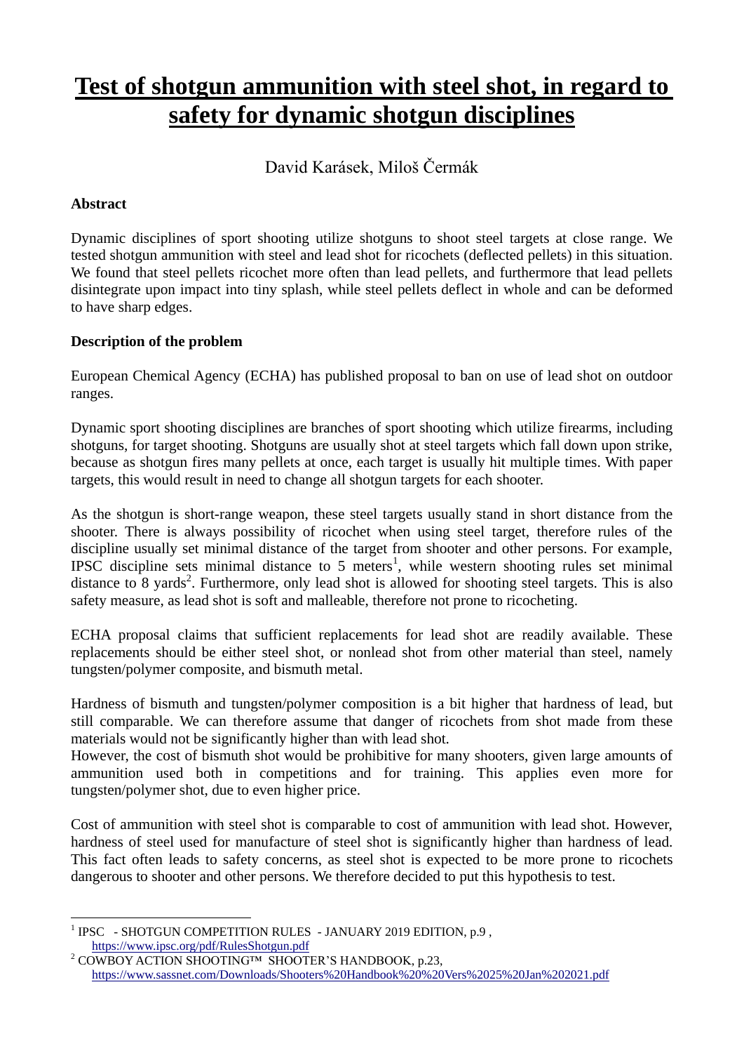# Test of shotgun ammunition with steel shot, in regard to safety for dynamic shotgun disciplines

David Karásek, Miloš Čermák

**Abstract**

Dynamic disciplines of sport shooting utilize shotguns to shoot steel targets at close range. We tested shotgun ammunition with steel and lead shot for ricochets (deflected pellets) in this situation. We found that steel pellets ricochet more often than lead pellets, and furthermore that lead pellets disintegrate upon impact into tiny splash, while steel pellets deflect in whole and can be deformed to have sharp edges.

**Description of the problem**

European Chemical Agency (ECHA) has published proposal to ban on use of lead shot on outdoor ranges.

Dynamic sport shooting disciplines are branches of sport shooting which utilize firearms, including shotguns, for target shooting. Shotguns are usually shot at steel targets which fall down upon strike, because as shotgun fires many pellets at once, each target is usually hit multiple times. With paper targets, this would result in need to change all shotgun targets for each shooter.

As the shotgun is short-range weapon, these steel targets usually stand in short distance from the shooter. There is always possibility of ricochet when using steel target, therefore rules of the discipline usually set minimal distance of the target from shooter and other persons. For example, IPSC discipline sets minimal distance to 5 meters[1], while western shooting rules set minimal distance to 8 yards[2]. Furthermore, only lead shot is allowed for shooting steel targets. This is also safety measure, as lead shot is soft and malleable, therefore not prone to ricocheting.

ECHA proposal claims that sufficient replacements for lead shot are readily available. These replacements should be either steel shot, or nonlead shot from other material than steel, namely tungsten/polymer composite, and bismuth metal.

Hardness of bismuth and tungsten/polymer composition is a bit higher that hardness of lead, but still comparable. We can therefore assume that danger of ricochets from shot made from these materials would not be significantly higher than with lead shot.
However, the cost of bismuth shot would be prohibitive for many shooters, given large amounts of ammunition used both in competitions and for training. This applies even more for tungsten/polymer shot, due to even higher price.

Cost of ammunition with steel shot is comparable to cost of ammunition with lead shot. However, hardness of steel used for manufacture of steel shot is significantly higher than hardness of lead. This fact often leads to safety concerns, as steel shot is expected to be more prone to ricochets dangerous to shooter and other persons. We therefore decided to put this hypothesis to test.

---

[1] IPSC - SHOTGUN COMPETITION RULES - JANUARY 2019 EDITION, p.9 , https://www.ipsc.org/pdf/RulesShotgun.pdf

[2] COWBOY ACTION SHOOTING™ SHOOTER'S HANDBOOK, p.23, https://www.sassnet.com/Downloads/Shooters%20Handbook%20%20Vers%2025%20Jan%202021.pdf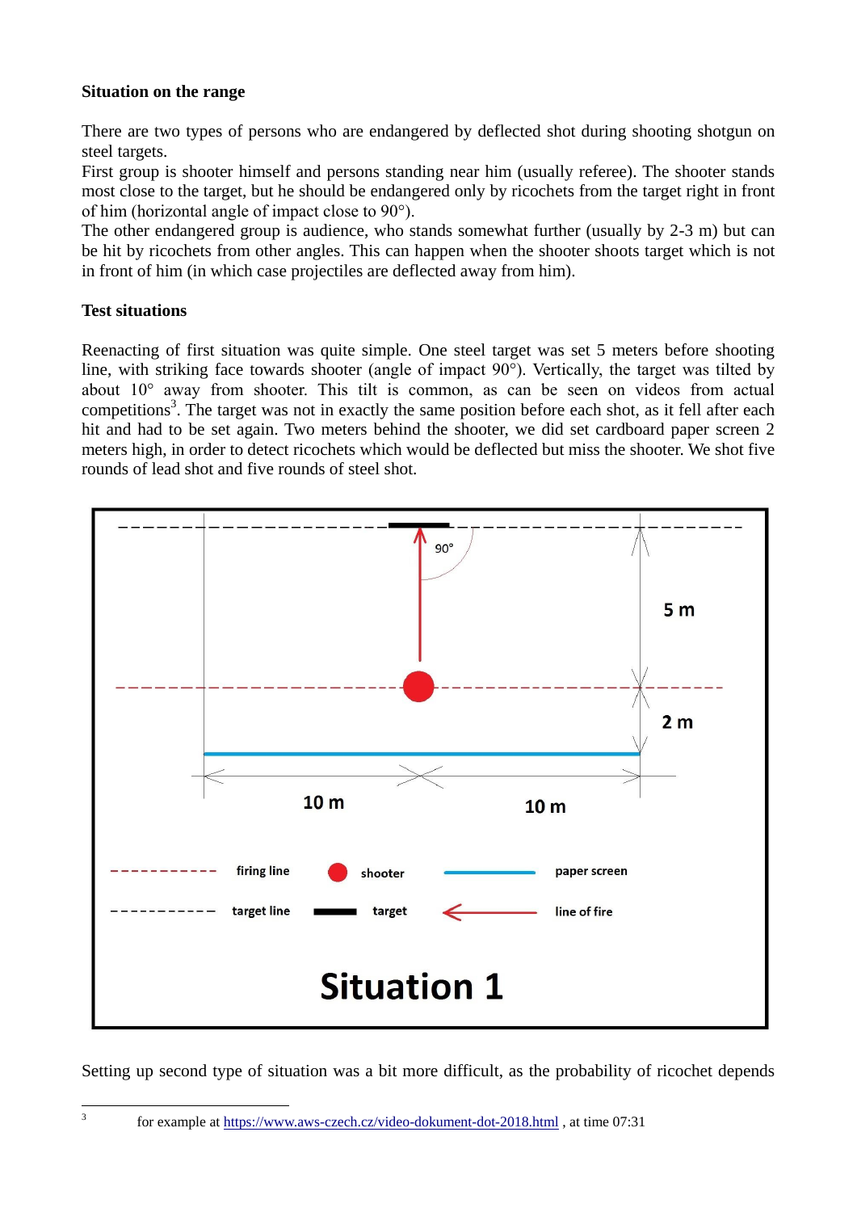**Situation on the range**

There are two types of persons who are endangered by deflected shot during shooting shotgun on steel targets.
First group is shooter himself and persons standing near him (usually referee). The shooter stands most close to the target, but he should be endangered only by ricochets from the target right in front of him (horizontal angle of impact close to 90°).
The other endangered group is audience, who stands somewhat further (usually by 2-3 m) but can be hit by ricochets from other angles. This can happen when the shooter shoots target which is not in front of him (in which case projectiles are deflected away from him).

**Test situations**

Reenacting of first situation was quite simple. One steel target was set 5 meters before shooting line, with striking face towards shooter (angle of impact 90°). Vertically, the target was tilted by about 10° away from shooter. This tilt is common, as can be seen on videos from actual competitions[3]. The target was not in exactly the same position before each shot, as it fell after each hit and had to be set again. Two meters behind the shooter, we did set cardboard paper screen 2 meters high, in order to detect ricochets which would be deflected but miss the shooter. We shot five rounds of lead shot and five rounds of steel shot.

Situation 1

Setting up second type of situation was a bit more difficult, as the probability of ricochet depends

---

3 for example at https://www.aws-czech.cz/video-dokument-dot-2018.html , at time 07:31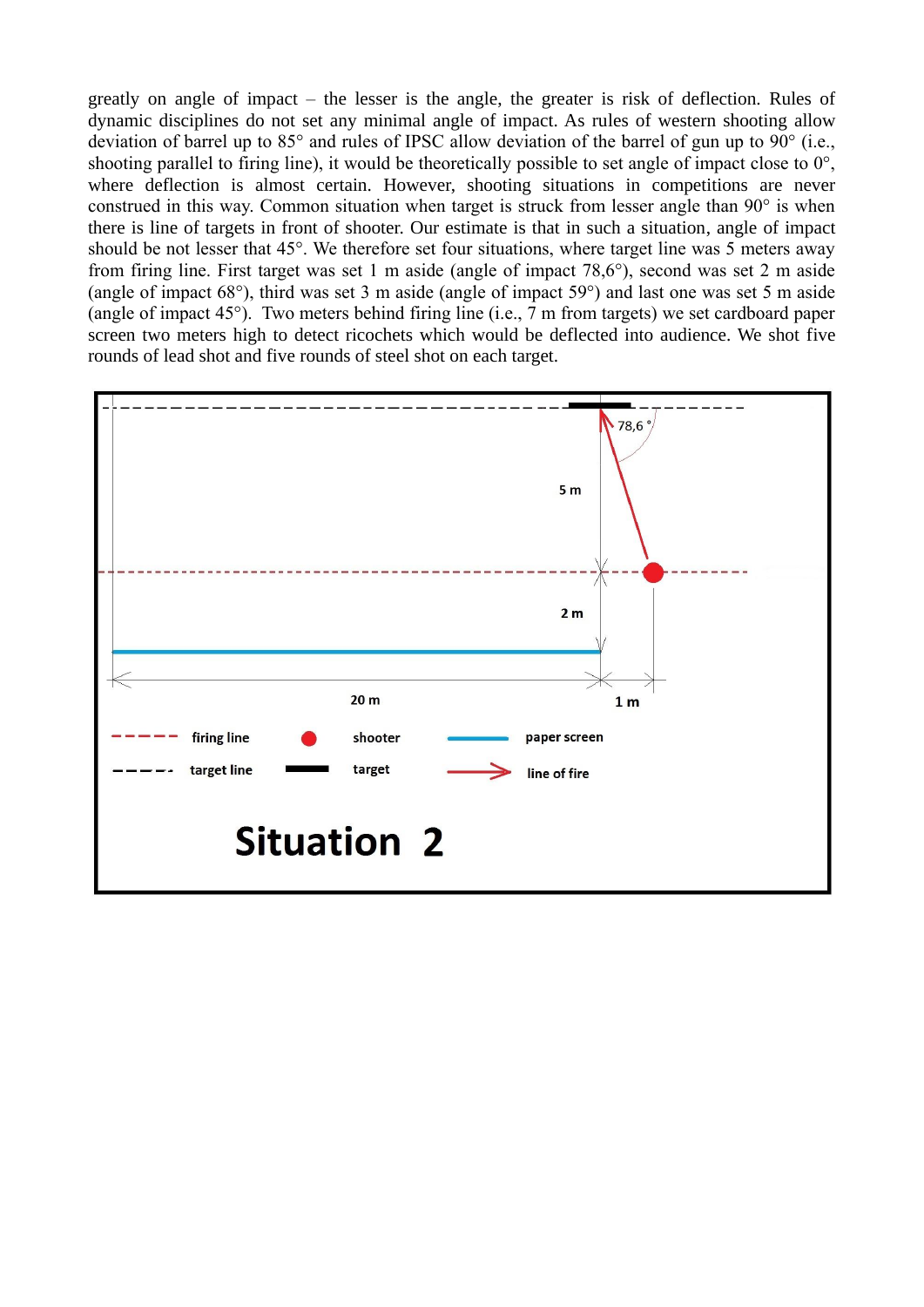greatly on angle of impact – the lesser is the angle, the greater is risk of deflection. Rules of dynamic disciplines do not set any minimal angle of impact. As rules of western shooting allow deviation of barrel up to 85° and rules of IPSC allow deviation of the barrel of gun up to 90° (i.e., shooting parallel to firing line), it would be theoretically possible to set angle of impact close to 0°, where deflection is almost certain. However, shooting situations in competitions are never construed in this way. Common situation when target is struck from lesser angle than 90° is when there is line of targets in front of shooter. Our estimate is that in such a situation, angle of impact should be not lesser that 45°. We therefore set four situations, where target line was 5 meters away from firing line. First target was set 1 m aside (angle of impact 78,6°), second was set 2 m aside (angle of impact 68°), third was set 3 m aside (angle of impact 59°) and last one was set 5 m aside (angle of impact 45°). Two meters behind firing line (i.e., 7 m from targets) we set cardboard paper screen two meters high to detect ricochets which would be deflected into audience. We shot five rounds of lead shot and five rounds of steel shot on each target.

78,6 °

5 m

2 m

20 m

1 m

firing line

shooter

paper screen

target line

target

line of fire

**Situation 2**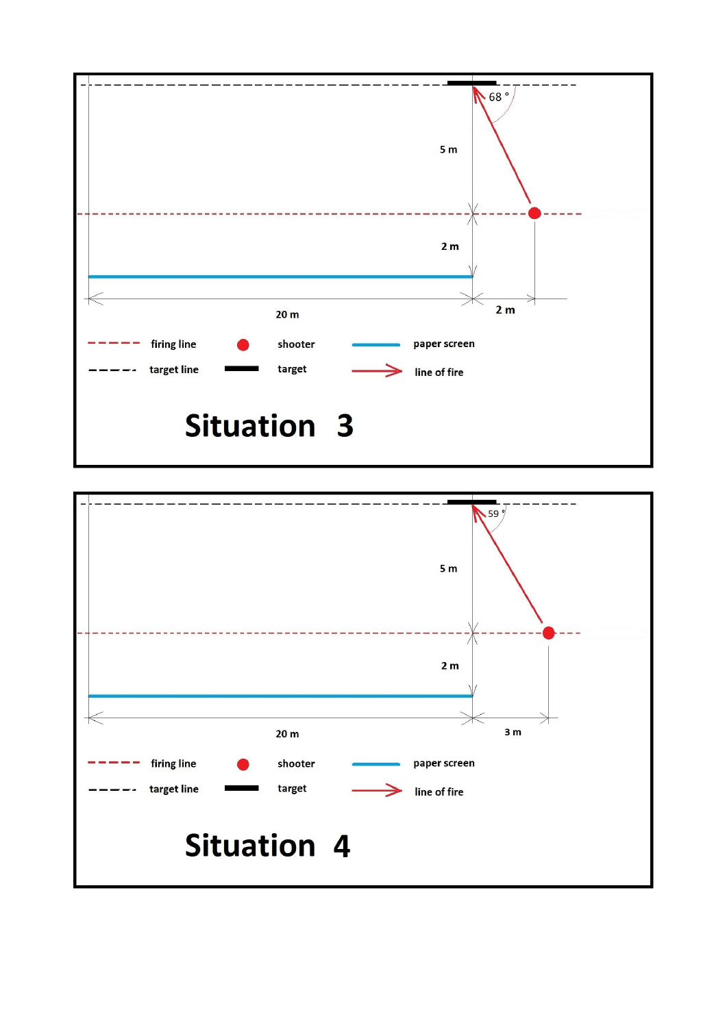68 °

5 m

2 m

20 m

2 m

firing line

shooter

paper screen

target line

target

line of fire

## Situation 3

59 °

5 m

2 m

20 m

3 m

firing line

shooter

paper screen

target line

target

line of fire

## Situation 4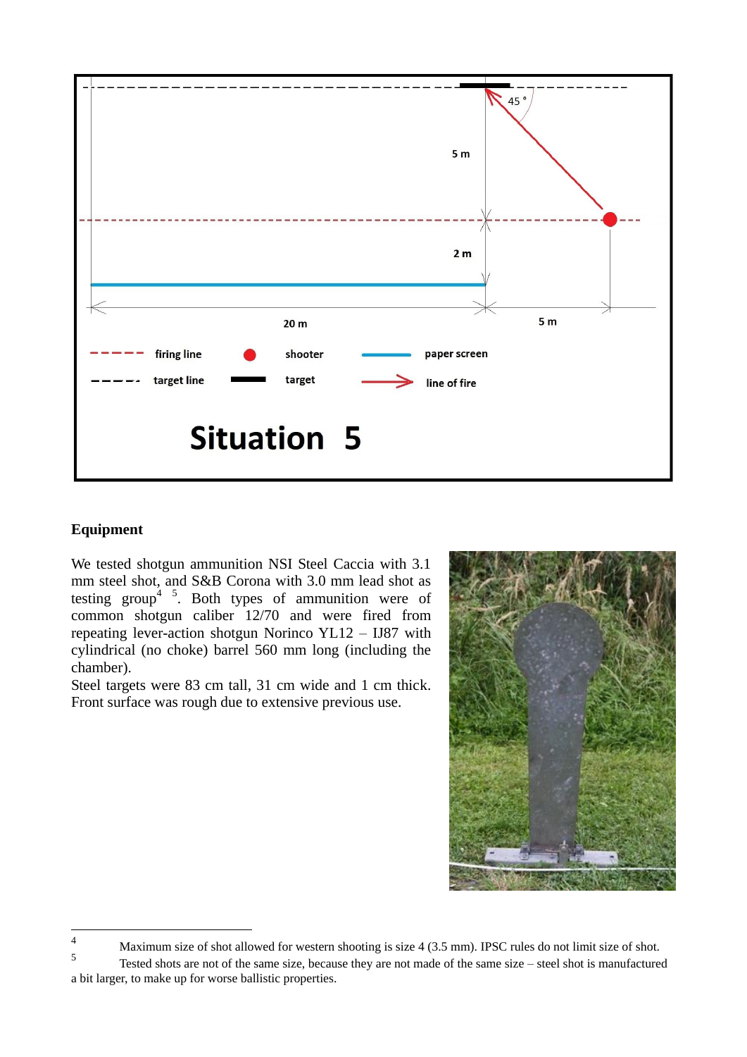**Situation 5**

## Equipment

We tested shotgun ammunition NSI Steel Caccia with 3.1 mm steel shot, and S&B Corona with 3.0 mm lead shot as testing group[4] [5]. Both types of ammunition were of common shotgun caliber 12/70 and were fired from repeating lever-action shotgun Norinco YL12 – IJ87 with cylindrical (no choke) barrel 560 mm long (including the chamber).

Steel targets were 83 cm tall, 31 cm wide and 1 cm thick. Front surface was rough due to extensive previous use.

---

[4] Maximum size of shot allowed for western shooting is size 4 (3.5 mm). IPSC rules do not limit size of shot.

[5] Tested shots are not of the same size, because they are not made of the same size – steel shot is manufactured a bit larger, to make up for worse ballistic properties.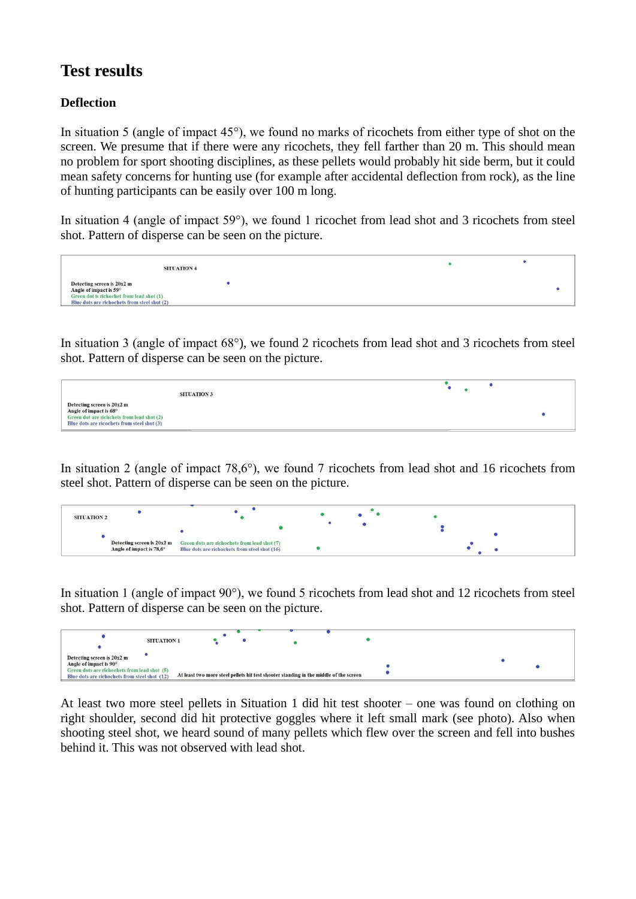## Test results

### Deflection

In situation 5 (angle of impact 45°), we found no marks of ricochets from either type of shot on the screen. We presume that if there were any ricochets, they fell farther than 20 m. This should mean no problem for sport shooting disciplines, as these pellets would probably hit side berm, but it could mean safety concerns for hunting use (for example after accidental deflection from rock), as the line of hunting participants can be easily over 100 m long.

In situation 4 (angle of impact 59°), we found 1 ricochet from lead shot and 3 ricochets from steel shot. Pattern of disperse can be seen on the picture.

SITUATION 4

Detecting screen is 20x2 m
Angle of impact is 59°
Green dot is richochet from lead shot (1)
Blue dots are richochets from steel shot (2)

In situation 3 (angle of impact 68°), we found 2 ricochets from lead shot and 3 ricochets from steel shot. Pattern of disperse can be seen on the picture.

SITUATION 3

Detecting screen is 20x2 m
Angle of impact is 68°
Green dot are richchets from lead shot (2)
Blue dots are ricochets from steel shot (3)

In situation 2 (angle of impact 78,6°), we found 7 ricochets from lead shot and 16 ricochets from steel shot. Pattern of disperse can be seen on the picture.

SITUATION 2

Detecting screen is 20x2 m
Angle of impact is 78,6°
Green dots are richchets from lead shot (7)
Blue dots are richochets from steel shot (16)

In situation 1 (angle of impact 90°), we found 5 ricochets from lead shot and 12 ricochets from steel shot. Pattern of disperse can be seen on the picture.

SITUATION 1

Detecting screen is 20x2 m
Angle of impact is 90°
Green dots are richchets from lead shot (5)
Blue dots are richochets from steel shot (12)
At least two more steel pellets hit test shooter standing in the middle of the screen

At least two more steel pellets in Situation 1 did hit test shooter – one was found on clothing on right shoulder, second did hit protective goggles where it left small mark (see photo). Also when shooting steel shot, we heard sound of many pellets which flew over the screen and fell into bushes behind it. This was not observed with lead shot.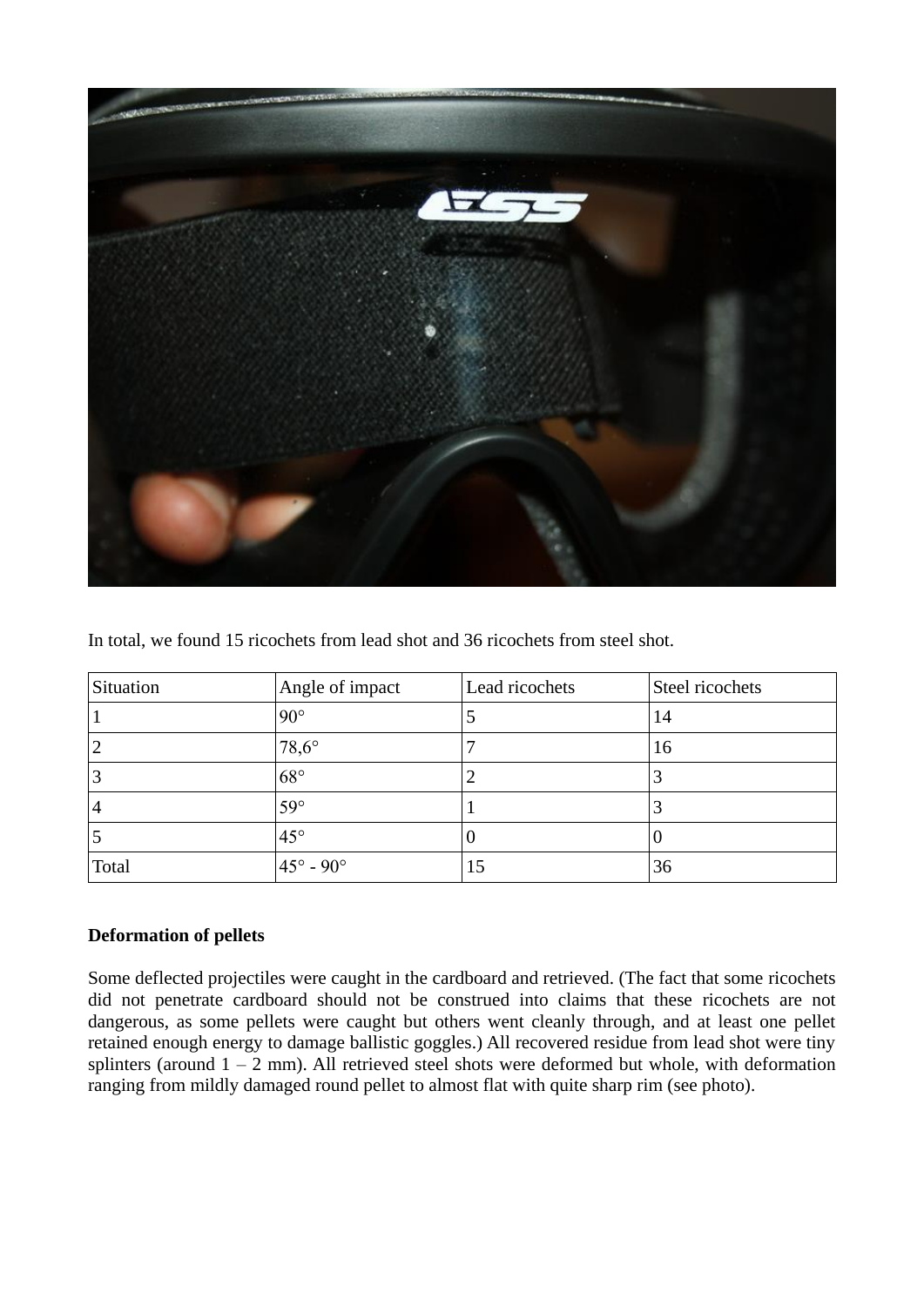In total, we found 15 ricochets from lead shot and 36 ricochets from steel shot.

| Situation | Angle of impact | Lead ricochets | Steel ricochets |
|---|---|---|---|
| 1 | 90° | 5 | 14 |
| 2 | 78,6° | 7 | 16 |
| 3 | 68° | 2 | 3 |
| 4 | 59° | 1 | 3 |
| 5 | 45° | 0 | 0 |
| Total | 45° - 90° | 15 | 36 |

**Deformation of pellets**

Some deflected projectiles were caught in the cardboard and retrieved. (The fact that some ricochets did not penetrate cardboard should not be construed into claims that these ricochets are not dangerous, as some pellets were caught but others went cleanly through, and at least one pellet retained enough energy to damage ballistic goggles.) All recovered residue from lead shot were tiny splinters (around 1 – 2 mm). All retrieved steel shots were deformed but whole, with deformation ranging from mildly damaged round pellet to almost flat with quite sharp rim (see photo).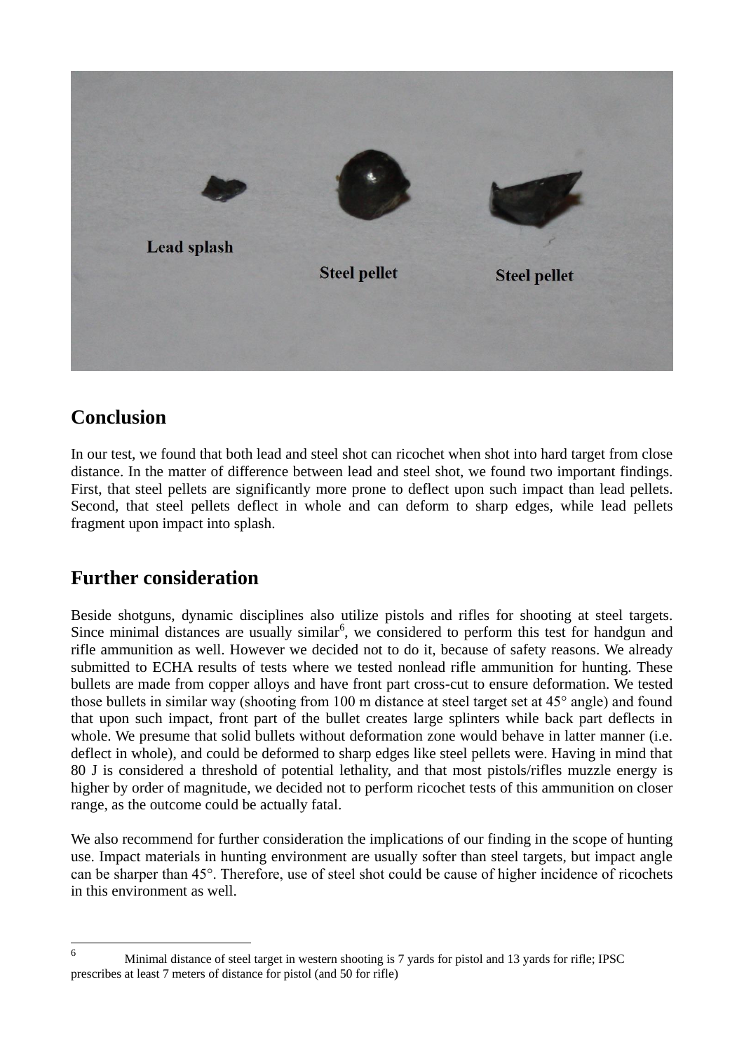Lead splash

Steel pellet

Steel pellet

## Conclusion

In our test, we found that both lead and steel shot can ricochet when shot into hard target from close distance. In the matter of difference between lead and steel shot, we found two important findings. First, that steel pellets are significantly more prone to deflect upon such impact than lead pellets. Second, that steel pellets deflect in whole and can deform to sharp edges, while lead pellets fragment upon impact into splash.

## Further consideration

Beside shotguns, dynamic disciplines also utilize pistols and rifles for shooting at steel targets. Since minimal distances are usually similar[6], we considered to perform this test for handgun and rifle ammunition as well. However we decided not to do it, because of safety reasons. We already submitted to ECHA results of tests where we tested nonlead rifle ammunition for hunting. These bullets are made from copper alloys and have front part cross-cut to ensure deformation. We tested those bullets in similar way (shooting from 100 m distance at steel target set at 45° angle) and found that upon such impact, front part of the bullet creates large splinters while back part deflects in whole. We presume that solid bullets without deformation zone would behave in latter manner (i.e. deflect in whole), and could be deformed to sharp edges like steel pellets were. Having in mind that 80 J is considered a threshold of potential lethality, and that most pistols/rifles muzzle energy is higher by order of magnitude, we decided not to perform ricochet tests of this ammunition on closer range, as the outcome could be actually fatal.

We also recommend for further consideration the implications of our finding in the scope of hunting use. Impact materials in hunting environment are usually softer than steel targets, but impact angle can be sharper than 45°. Therefore, use of steel shot could be cause of higher incidence of ricochets in this environment as well.

---

[6] Minimal distance of steel target in western shooting is 7 yards for pistol and 13 yards for rifle; IPSC prescribes at least 7 meters of distance for pistol (and 50 for rifle)